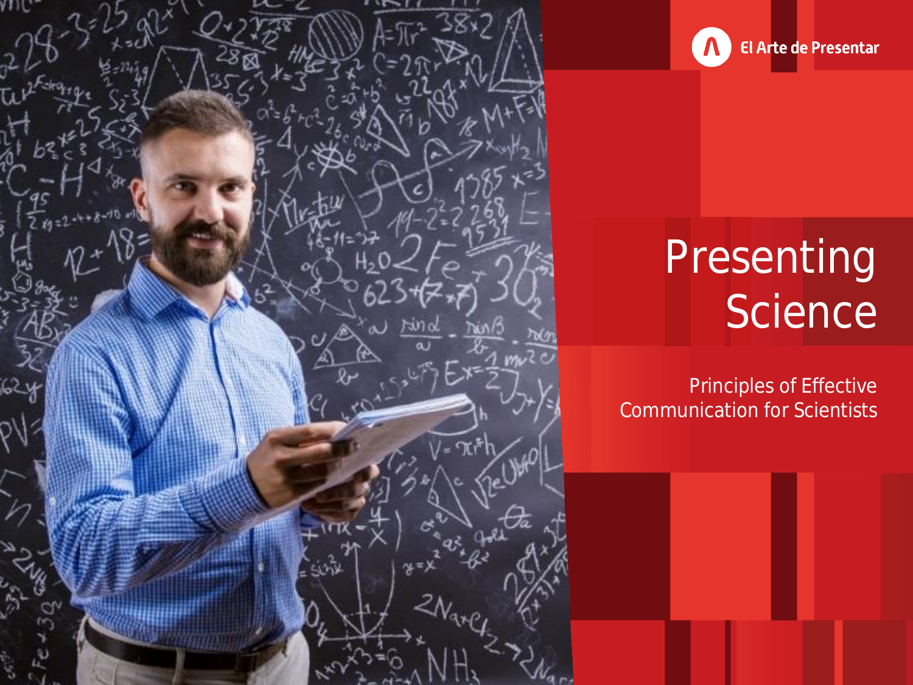El Arte de Presentar

# Presenting Science

Principles of Effective Communication for Scientists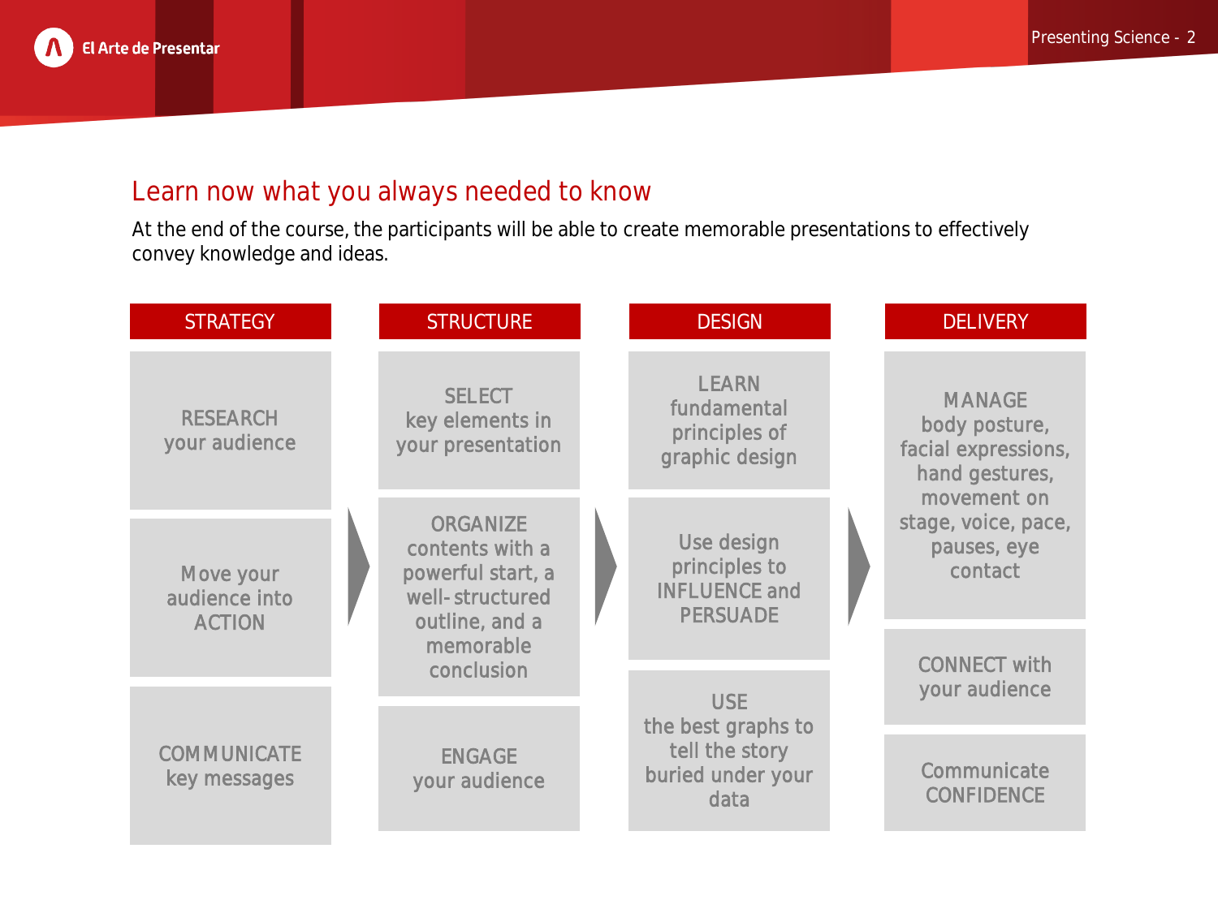## Learn now what you always needed to know

At the end of the course, the participants will be able to create memorable presentations to effectively convey knowledge and ideas.

| STRATEGY | STRUCTURE | DESIGN | DELIVERY |
| --- | --- | --- | --- |
| RESEARCH your audience | SELECT key elements in your presentation | LEARN fundamental principles of graphic design | MANAGE body posture, facial expressions, hand gestures, movement on stage, voice, pace, pauses, eye contact |
| Move your audience into ACTION | ORGANIZE contents with a powerful start, a well-structured outline, and a memorable conclusion | Use design principles to INFLUENCE and PERSUADE | CONNECT with your audience |
| COMMUNICATE key messages | ENGAGE your audience | USE the best graphs to tell the story buried under your data | Communicate CONFIDENCE |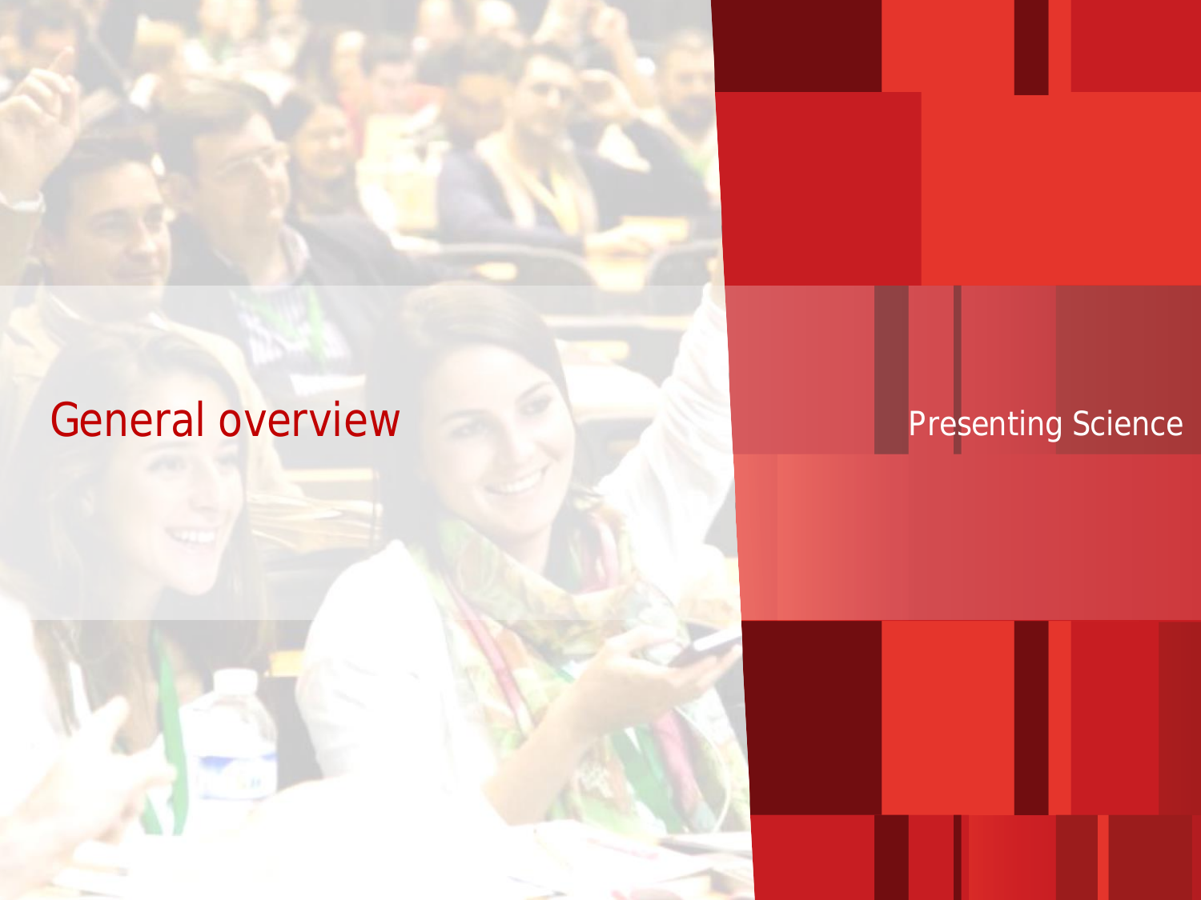# General overview

Presenting Science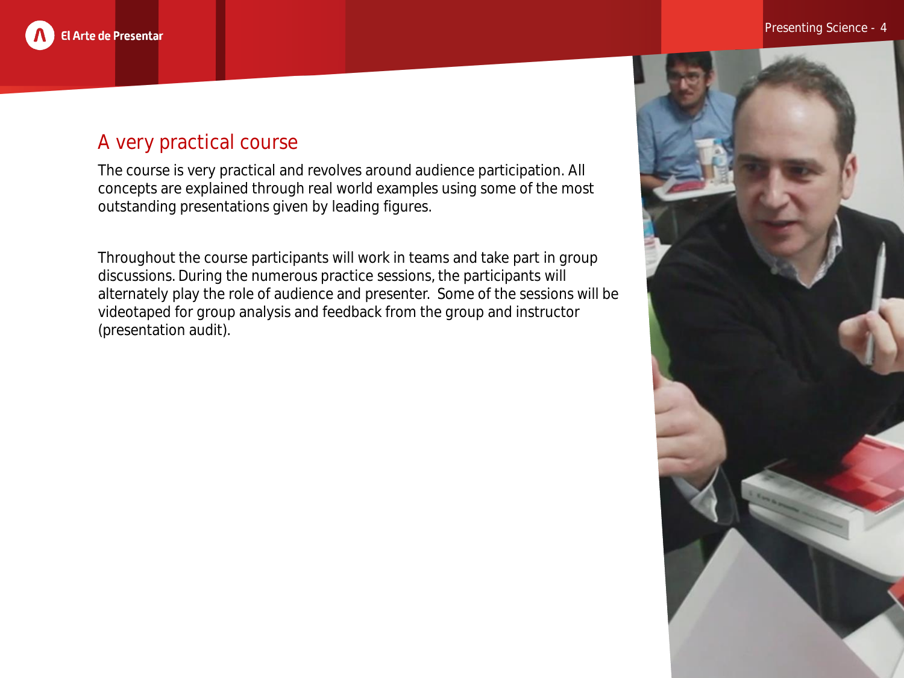## A very practical course

The course is very practical and revolves around audience participation. All concepts are explained through real world examples using some of the most outstanding presentations given by leading figures.

Throughout the course participants will work in teams and take part in group discussions. During the numerous practice sessions, the participants will alternately play the role of audience and presenter. Some of the sessions will be videotaped for group analysis and feedback from the group and instructor (presentation audit).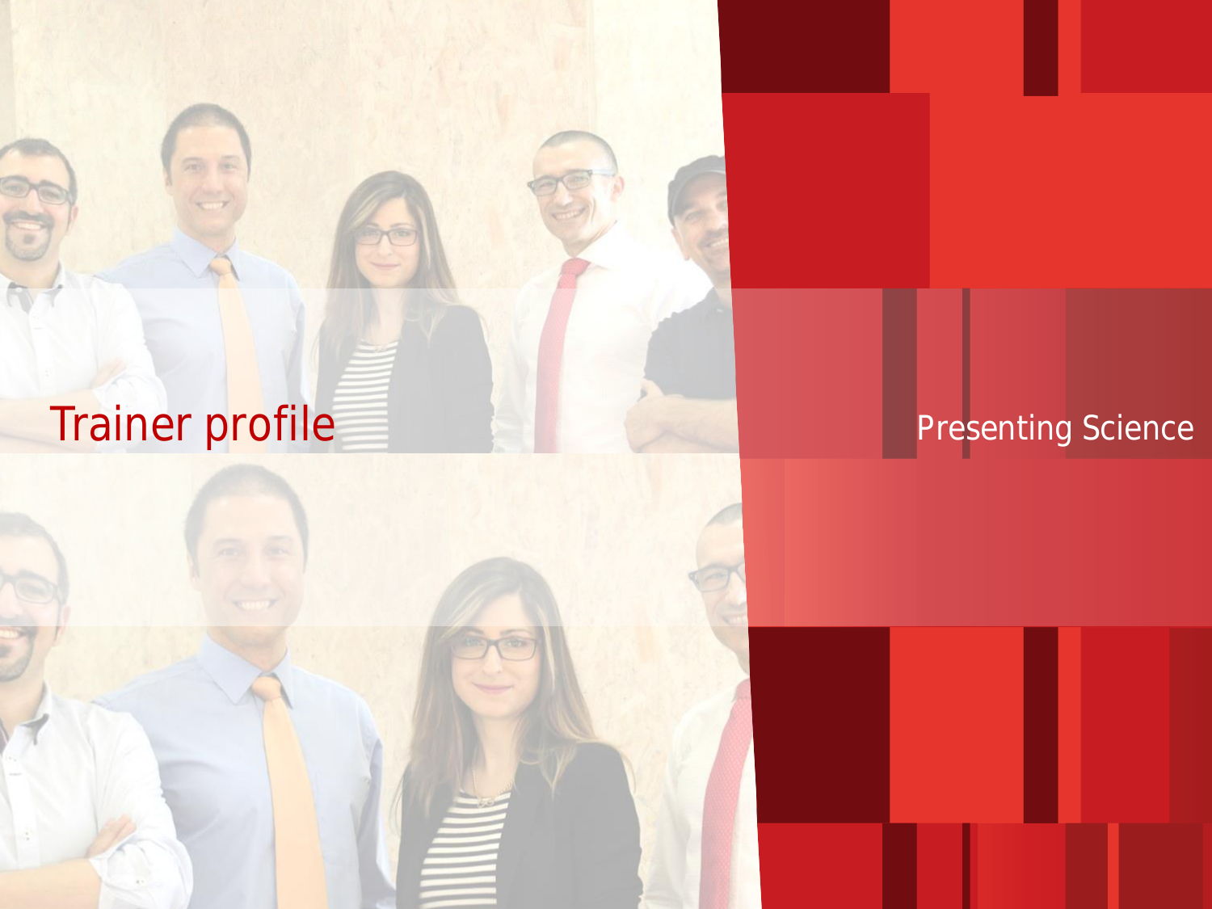# Trainer profile

Presenting Science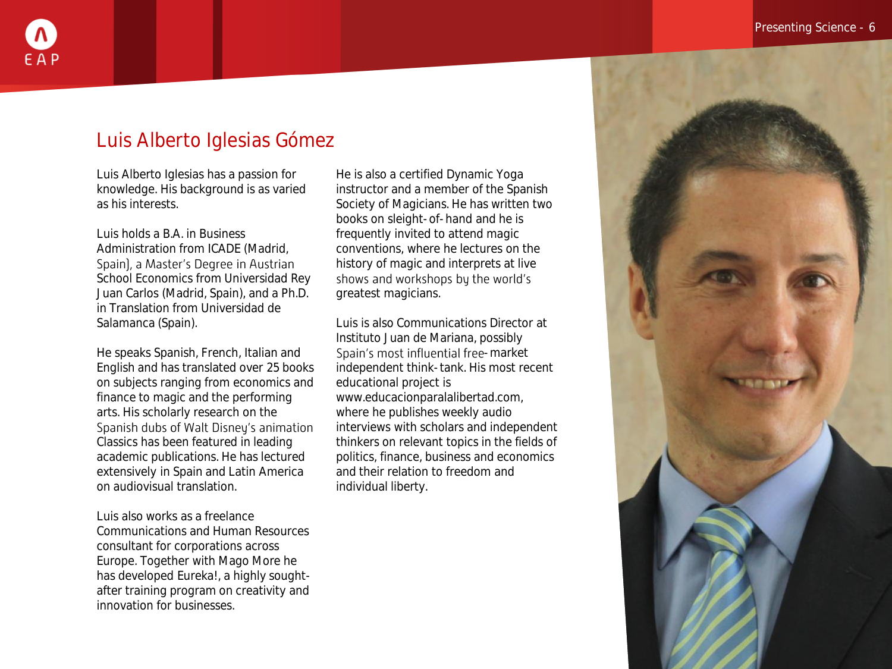## Luis Alberto Iglesias Gómez

Luis Alberto Iglesias has a passion for knowledge. His background is as varied as his interests.

Luis holds a B.A. in Business Administration from ICADE (Madrid, Spain), a Master's Degree in Austrian School Economics from Universidad Rey Juan Carlos (Madrid, Spain), and a Ph.D. in Translation from Universidad de Salamanca (Spain).

He speaks Spanish, French, Italian and English and has translated over 25 books on subjects ranging from economics and finance to magic and the performing arts. His scholarly research on the Spanish dubs of Walt Disney's animation Classics has been featured in leading academic publications. He has lectured extensively in Spain and Latin America on audiovisual translation.

Luis also works as a freelance Communications and Human Resources consultant for corporations across Europe. Together with Mago More he has developed Eureka!, a highly sought-after training program on creativity and innovation for businesses.

He is also a certified Dynamic Yoga instructor and a member of the Spanish Society of Magicians. He has written two books on sleight-of-hand and he is frequently invited to attend magic conventions, where he lectures on the history of magic and interprets at live shows and workshops by the world's greatest magicians.

Luis is also Communications Director at Instituto Juan de Mariana, possibly Spain's most influential free-market independent think-tank. His most recent educational project is www.educacionparalalibertad.com, where he publishes weekly audio interviews with scholars and independent thinkers on relevant topics in the fields of politics, finance, business and economics and their relation to freedom and individual liberty.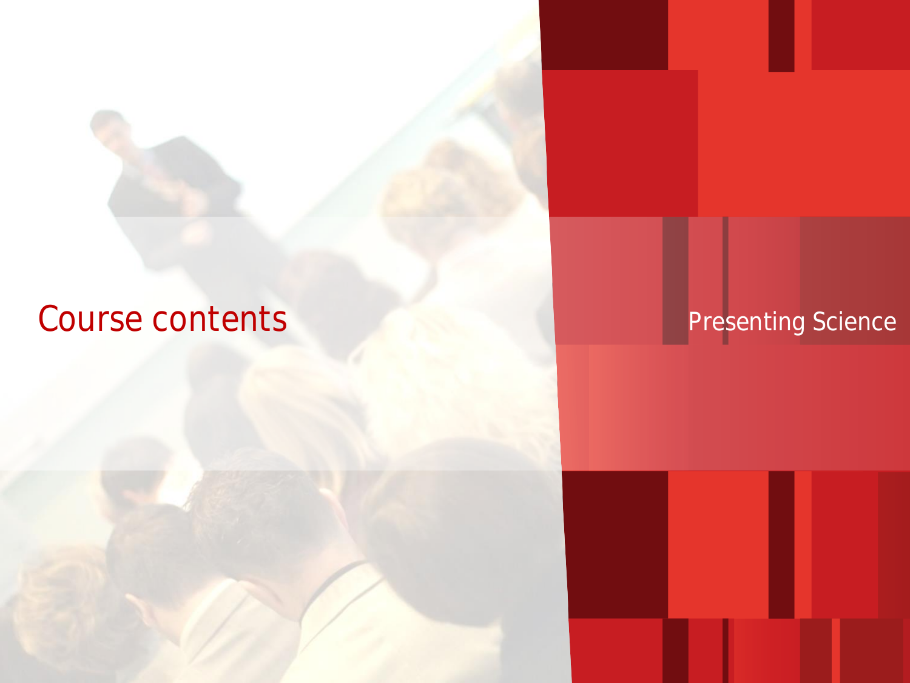# Course contents

Presenting Science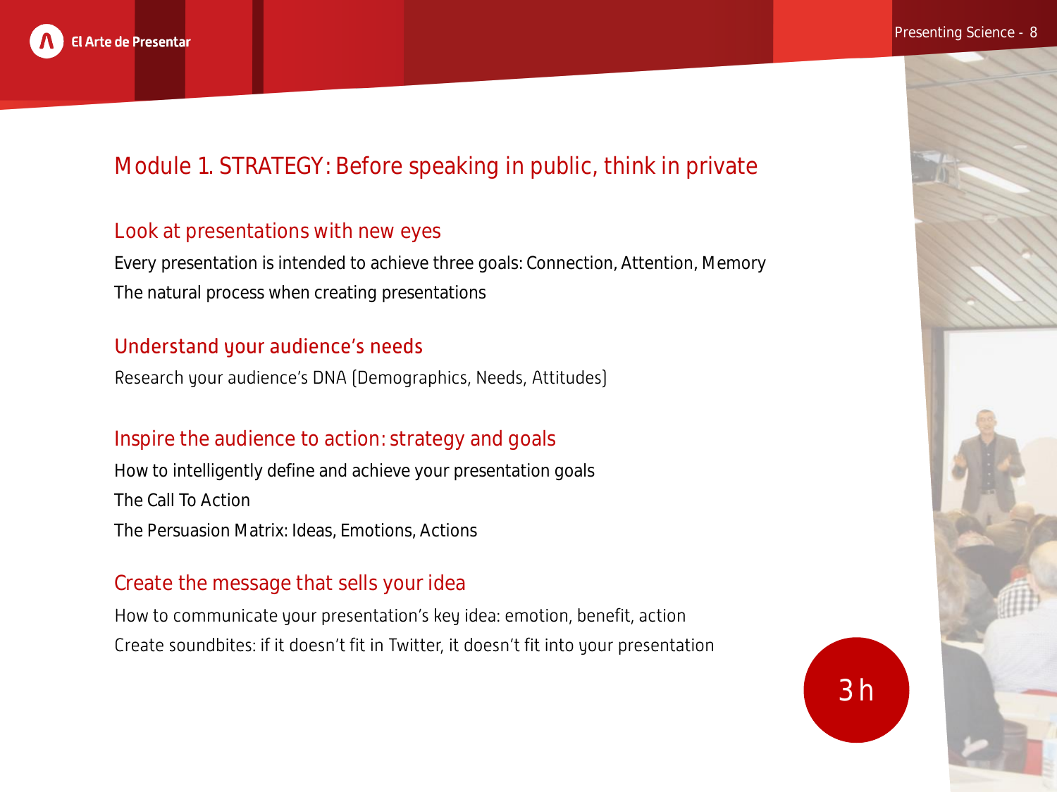# Module 1. STRATEGY: Before speaking in public, think in private

## Look at presentations with new eyes

Every presentation is intended to achieve three goals: Connection, Attention, Memory

The natural process when creating presentations

## Understand your audience's needs

Research your audience's DNA (Demographics, Needs, Attitudes)

## Inspire the audience to action: strategy and goals

How to intelligently define and achieve your presentation goals

The Call To Action

The Persuasion Matrix: Ideas, Emotions, Actions

## Create the message that sells your idea

How to communicate your presentation's key idea: emotion, benefit, action

Create soundbites: if it doesn't fit in Twitter, it doesn't fit into your presentation

3 h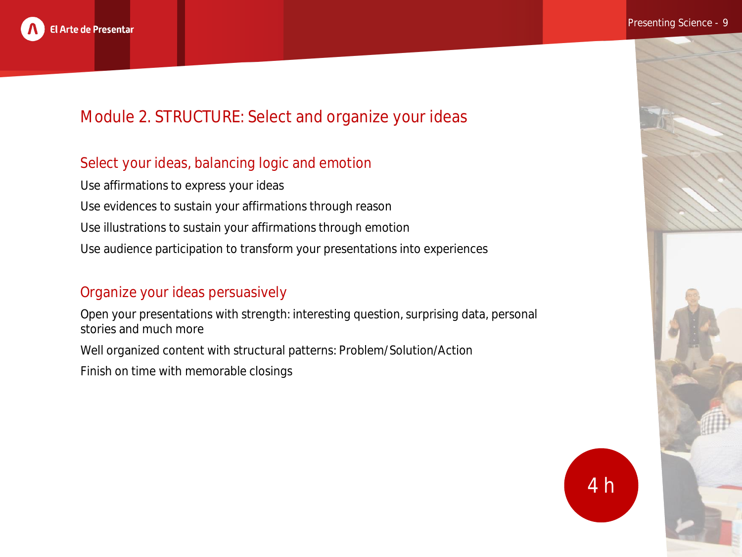# Module 2. STRUCTURE: Select and organize your ideas

## Select your ideas, balancing logic and emotion

Use affirmations to express your ideas

Use evidences to sustain your affirmations through reason

Use illustrations to sustain your affirmations through emotion

Use audience participation to transform your presentations into experiences

## Organize your ideas persuasively

Open your presentations with strength: interesting question, surprising data, personal stories and much more

Well organized content with structural patterns: Problem/Solution/Action

Finish on time with memorable closings

4 h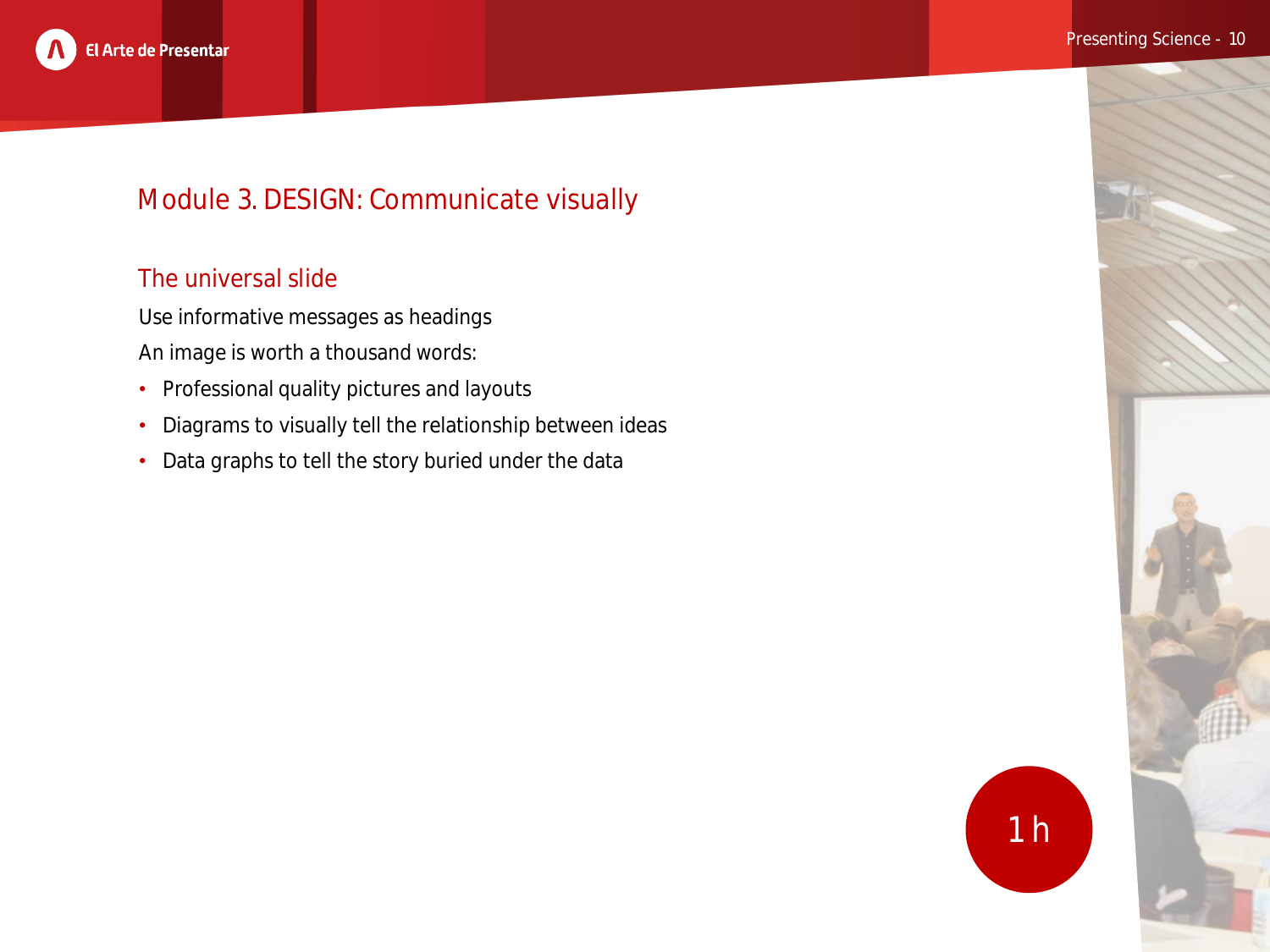## Module 3. DESIGN: Communicate visually

### The universal slide

Use informative messages as headings

An image is worth a thousand words:

- Professional quality pictures and layouts
- Diagrams to visually tell the relationship between ideas
- Data graphs to tell the story buried under the data

1 h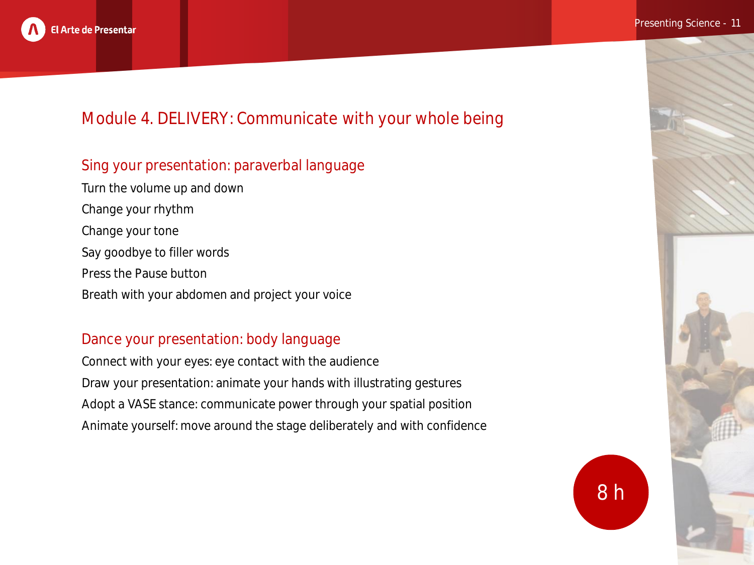# Module 4. DELIVERY: Communicate with your whole being

## Sing your presentation: paraverbal language

Turn the volume up and down

Change your rhythm

Change your tone

Say goodbye to filler words

Press the Pause button

Breath with your abdomen and project your voice

## Dance your presentation: body language

Connect with your eyes: eye contact with the audience

Draw your presentation: animate your hands with illustrating gestures

Adopt a VASE stance: communicate power through your spatial position

Animate yourself: move around the stage deliberately and with confidence

8 h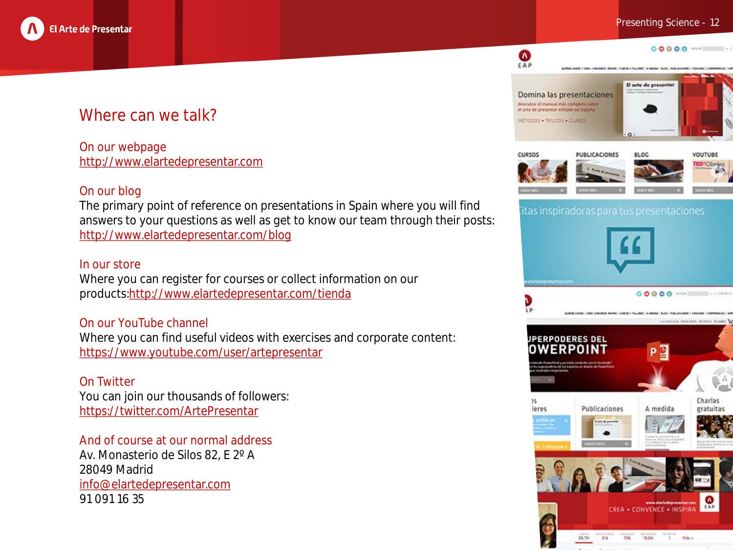## Where can we talk?

On our webpage
http://www.elartedepresentar.com

On our blog
The primary point of reference on presentations in Spain where you will find answers to your questions as well as get to know our team through their posts: http://www.elartedepresentar.com/blog

In our store
Where you can register for courses or collect information on our products:http://www.elartedepresentar.com/tienda

On our YouTube channel
Where you can find useful videos with exercises and corporate content: https://www.youtube.com/user/artepresentar

On Twitter
You can join our thousands of followers:
https://twitter.com/ArtePresentar

And of course at our normal address
Av. Monasterio de Silos 82, E 2º A
28049 Madrid
info@elartedepresentar.com
91 091 16 35